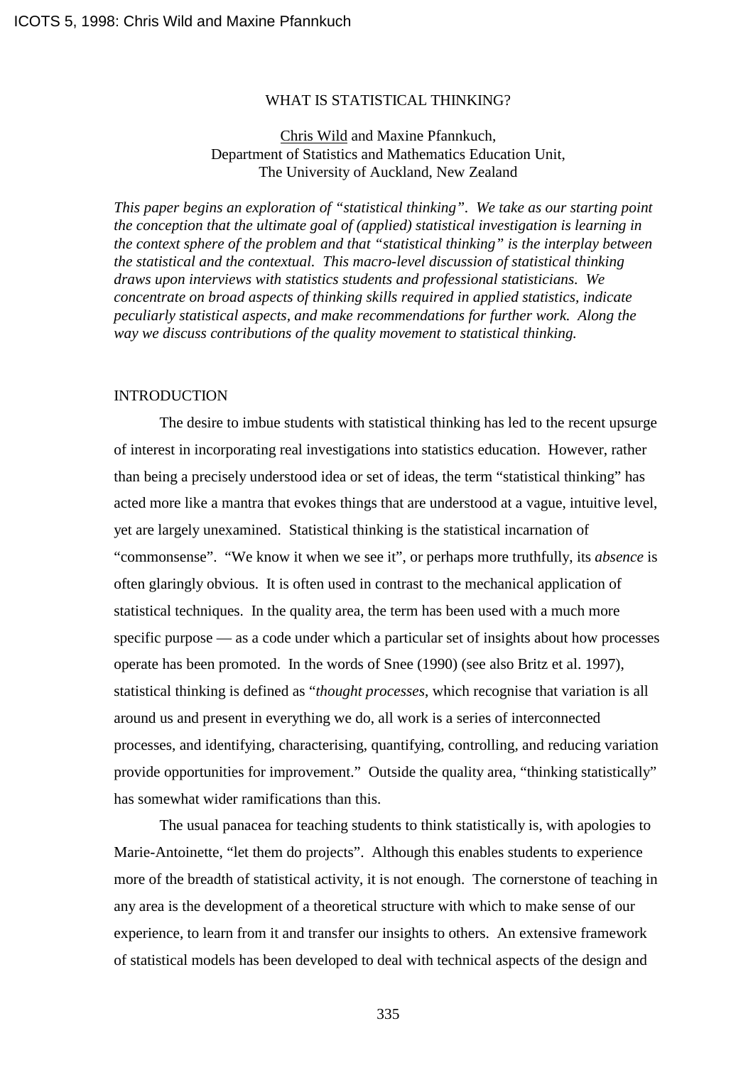# WHAT IS STATISTICAL THINKING?

Chris Wild and Maxine Pfannkuch,
Department of Statistics and Mathematics Education Unit,
The University of Auckland, New Zealand

*This paper begins an exploration of "statistical thinking". We take as our starting point the conception that the ultimate goal of (applied) statistical investigation is learning in the context sphere of the problem and that "statistical thinking" is the interplay between the statistical and the contextual. This macro-level discussion of statistical thinking draws upon interviews with statistics students and professional statisticians. We concentrate on broad aspects of thinking skills required in applied statistics, indicate peculiarly statistical aspects, and make recommendations for further work. Along the way we discuss contributions of the quality movement to statistical thinking.*

## INTRODUCTION

The desire to imbue students with statistical thinking has led to the recent upsurge of interest in incorporating real investigations into statistics education. However, rather than being a precisely understood idea or set of ideas, the term "statistical thinking" has acted more like a mantra that evokes things that are understood at a vague, intuitive level, yet are largely unexamined. Statistical thinking is the statistical incarnation of "commonsense". "We know it when we see it", or perhaps more truthfully, its *absence* is often glaringly obvious. It is often used in contrast to the mechanical application of statistical techniques. In the quality area, the term has been used with a much more specific purpose — as a code under which a particular set of insights about how processes operate has been promoted. In the words of Snee (1990) (see also Britz et al. 1997), statistical thinking is defined as "*thought processes*, which recognise that variation is all around us and present in everything we do, all work is a series of interconnected processes, and identifying, characterising, quantifying, controlling, and reducing variation provide opportunities for improvement." Outside the quality area, "thinking statistically" has somewhat wider ramifications than this.

The usual panacea for teaching students to think statistically is, with apologies to Marie-Antoinette, "let them do projects". Although this enables students to experience more of the breadth of statistical activity, it is not enough. The cornerstone of teaching in any area is the development of a theoretical structure with which to make sense of our experience, to learn from it and transfer our insights to others. An extensive framework of statistical models has been developed to deal with technical aspects of the design and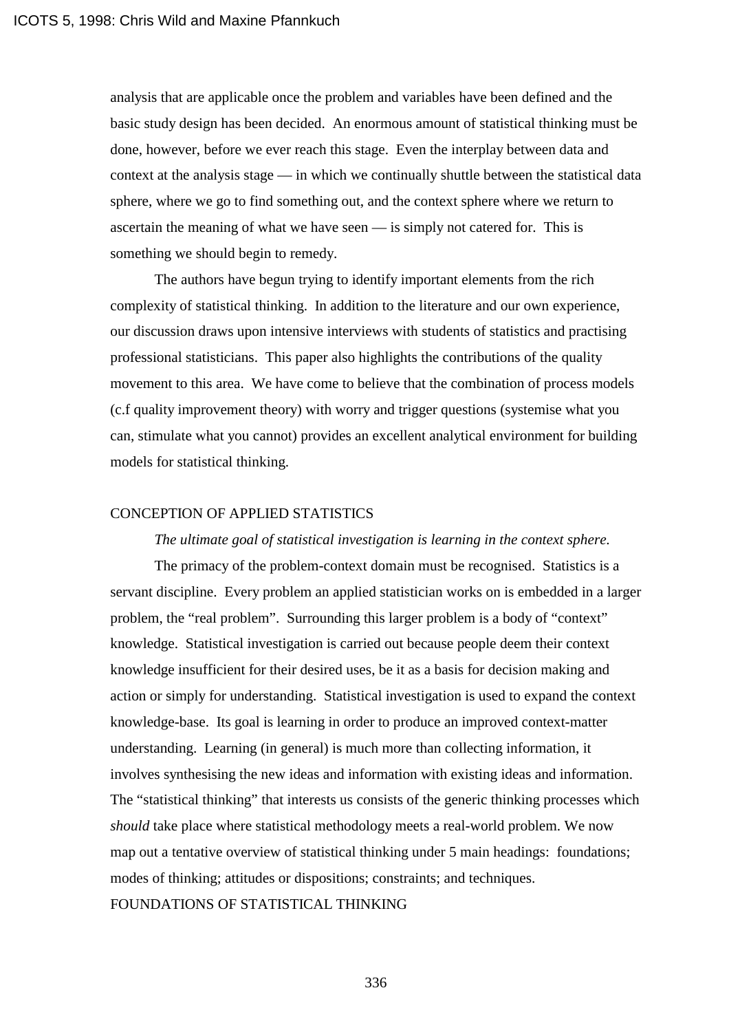analysis that are applicable once the problem and variables have been defined and the basic study design has been decided. An enormous amount of statistical thinking must be done, however, before we ever reach this stage. Even the interplay between data and context at the analysis stage — in which we continually shuttle between the statistical data sphere, where we go to find something out, and the context sphere where we return to ascertain the meaning of what we have seen — is simply not catered for. This is something we should begin to remedy.

The authors have begun trying to identify important elements from the rich complexity of statistical thinking. In addition to the literature and our own experience, our discussion draws upon intensive interviews with students of statistics and practising professional statisticians. This paper also highlights the contributions of the quality movement to this area. We have come to believe that the combination of process models (c.f quality improvement theory) with worry and trigger questions (systemise what you can, stimulate what you cannot) provides an excellent analytical environment for building models for statistical thinking.

## CONCEPTION OF APPLIED STATISTICS

*The ultimate goal of statistical investigation is learning in the context sphere.*

The primacy of the problem-context domain must be recognised. Statistics is a servant discipline. Every problem an applied statistician works on is embedded in a larger problem, the "real problem". Surrounding this larger problem is a body of "context" knowledge. Statistical investigation is carried out because people deem their context knowledge insufficient for their desired uses, be it as a basis for decision making and action or simply for understanding. Statistical investigation is used to expand the context knowledge-base. Its goal is learning in order to produce an improved context-matter understanding. Learning (in general) is much more than collecting information, it involves synthesising the new ideas and information with existing ideas and information. The "statistical thinking" that interests us consists of the generic thinking processes which *should* take place where statistical methodology meets a real-world problem. We now map out a tentative overview of statistical thinking under 5 main headings: foundations; modes of thinking; attitudes or dispositions; constraints; and techniques.

## FOUNDATIONS OF STATISTICAL THINKING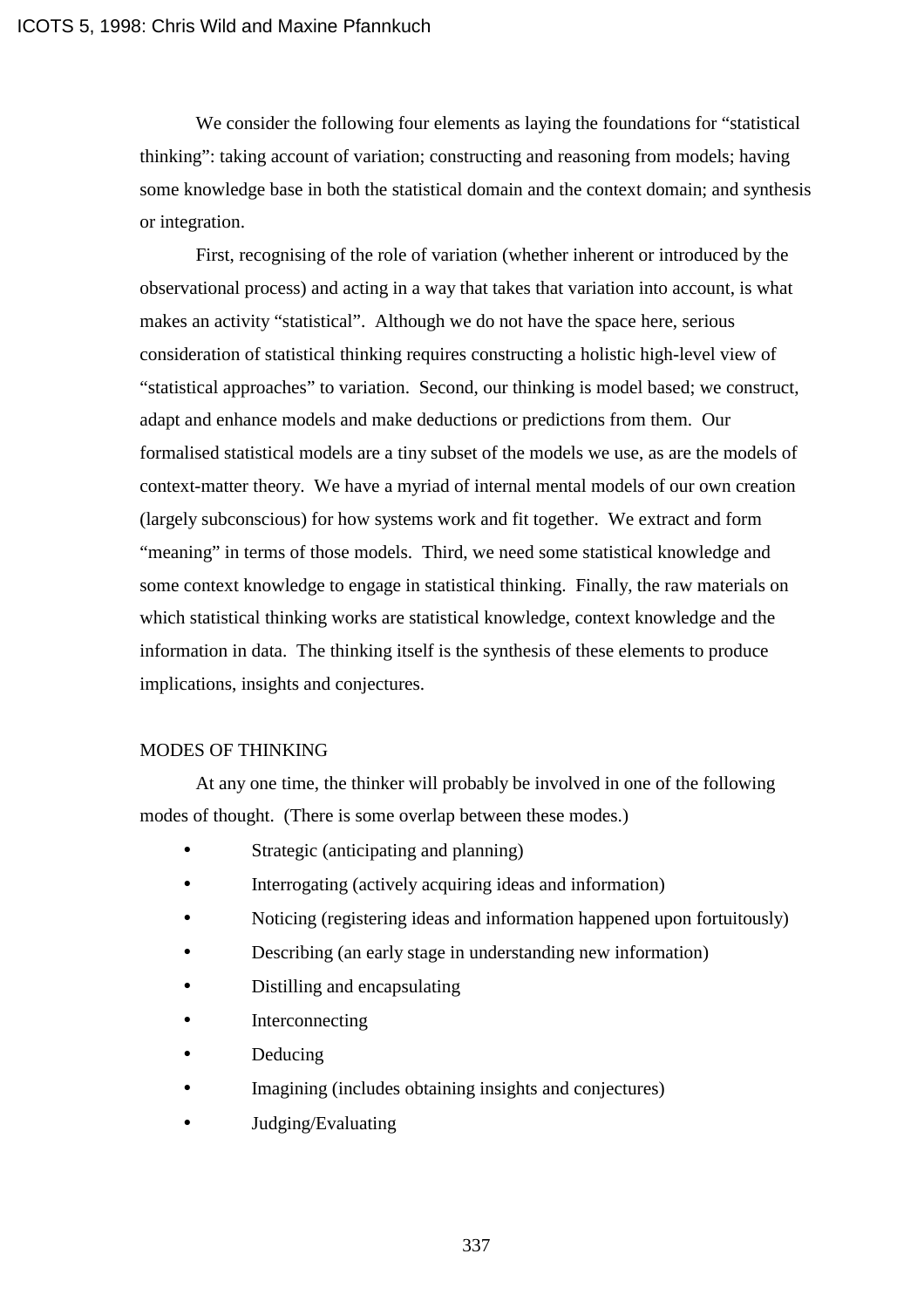We consider the following four elements as laying the foundations for "statistical thinking": taking account of variation; constructing and reasoning from models; having some knowledge base in both the statistical domain and the context domain; and synthesis or integration.

First, recognising of the role of variation (whether inherent or introduced by the observational process) and acting in a way that takes that variation into account, is what makes an activity "statistical". Although we do not have the space here, serious consideration of statistical thinking requires constructing a holistic high-level view of "statistical approaches" to variation. Second, our thinking is model based; we construct, adapt and enhance models and make deductions or predictions from them. Our formalised statistical models are a tiny subset of the models we use, as are the models of context-matter theory. We have a myriad of internal mental models of our own creation (largely subconscious) for how systems work and fit together. We extract and form "meaning" in terms of those models. Third, we need some statistical knowledge and some context knowledge to engage in statistical thinking. Finally, the raw materials on which statistical thinking works are statistical knowledge, context knowledge and the information in data. The thinking itself is the synthesis of these elements to produce implications, insights and conjectures.

## MODES OF THINKING

At any one time, the thinker will probably be involved in one of the following modes of thought. (There is some overlap between these modes.)

- Strategic (anticipating and planning)
- Interrogating (actively acquiring ideas and information)
- Noticing (registering ideas and information happened upon fortuitously)
- Describing (an early stage in understanding new information)
- Distilling and encapsulating
- Interconnecting
- Deducing
- Imagining (includes obtaining insights and conjectures)
- Judging/Evaluating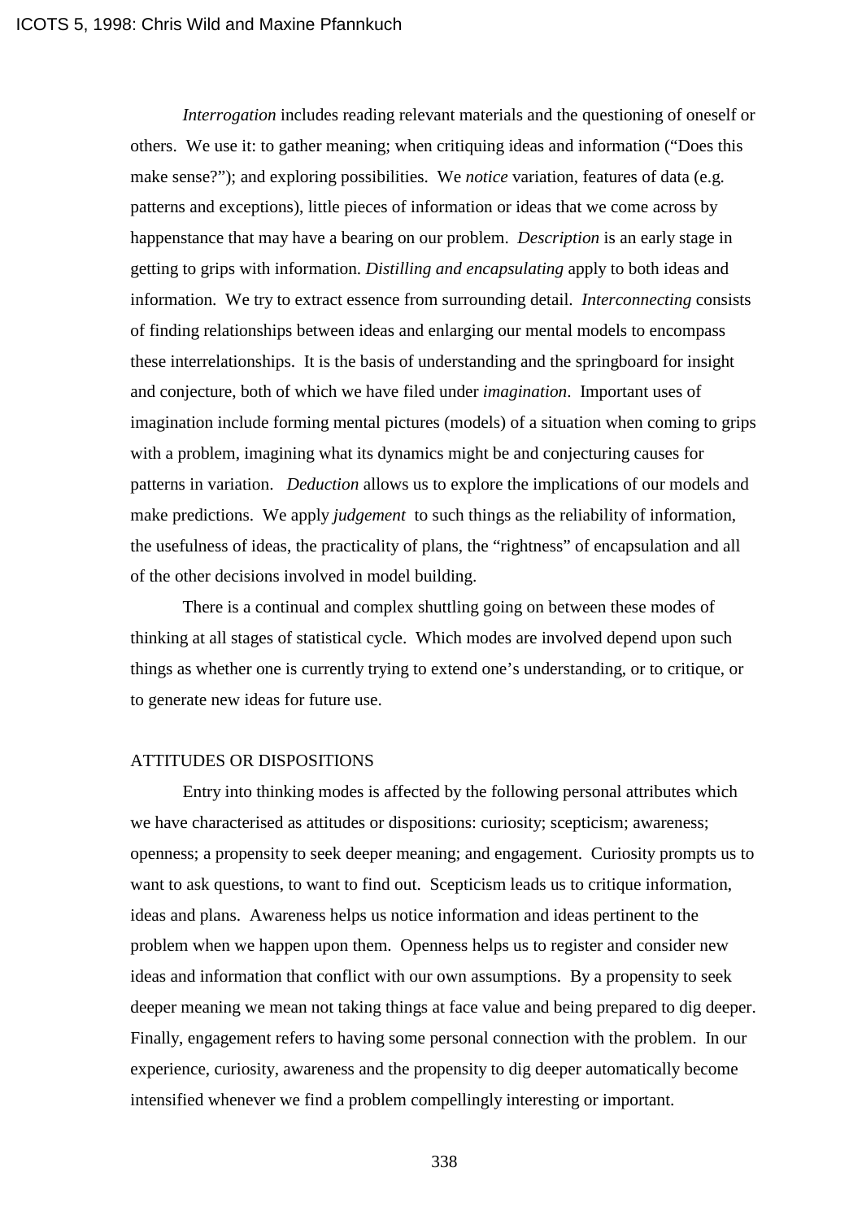*Interrogation* includes reading relevant materials and the questioning of oneself or others. We use it: to gather meaning; when critiquing ideas and information ("Does this make sense?"); and exploring possibilities. We *notice* variation, features of data (e.g. patterns and exceptions), little pieces of information or ideas that we come across by happenstance that may have a bearing on our problem. *Description* is an early stage in getting to grips with information. *Distilling and encapsulating* apply to both ideas and information. We try to extract essence from surrounding detail. *Interconnecting* consists of finding relationships between ideas and enlarging our mental models to encompass these interrelationships. It is the basis of understanding and the springboard for insight and conjecture, both of which we have filed under *imagination*. Important uses of imagination include forming mental pictures (models) of a situation when coming to grips with a problem, imagining what its dynamics might be and conjecturing causes for patterns in variation. *Deduction* allows us to explore the implications of our models and make predictions. We apply *judgement* to such things as the reliability of information, the usefulness of ideas, the practicality of plans, the "rightness" of encapsulation and all of the other decisions involved in model building.

There is a continual and complex shuttling going on between these modes of thinking at all stages of statistical cycle. Which modes are involved depend upon such things as whether one is currently trying to extend one's understanding, or to critique, or to generate new ideas for future use.

## ATTITUDES OR DISPOSITIONS

Entry into thinking modes is affected by the following personal attributes which we have characterised as attitudes or dispositions: curiosity; scepticism; awareness; openness; a propensity to seek deeper meaning; and engagement. Curiosity prompts us to want to ask questions, to want to find out. Scepticism leads us to critique information, ideas and plans. Awareness helps us notice information and ideas pertinent to the problem when we happen upon them. Openness helps us to register and consider new ideas and information that conflict with our own assumptions. By a propensity to seek deeper meaning we mean not taking things at face value and being prepared to dig deeper. Finally, engagement refers to having some personal connection with the problem. In our experience, curiosity, awareness and the propensity to dig deeper automatically become intensified whenever we find a problem compellingly interesting or important.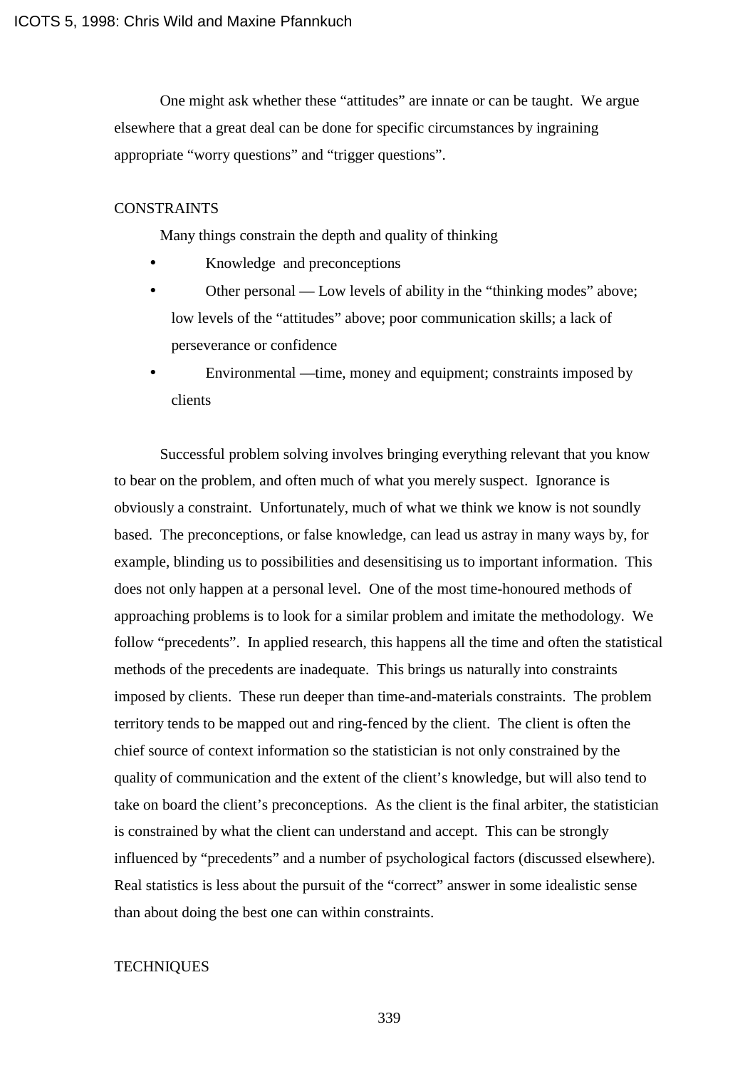One might ask whether these “attitudes” are innate or can be taught. We argue elsewhere that a great deal can be done for specific circumstances by ingraining appropriate “worry questions” and “trigger questions”.

## CONSTRAINTS

Many things constrain the depth and quality of thinking

- Knowledge and preconceptions
- Other personal — Low levels of ability in the “thinking modes” above; low levels of the “attitudes” above; poor communication skills; a lack of perseverance or confidence
- Environmental —time, money and equipment; constraints imposed by clients

Successful problem solving involves bringing everything relevant that you know to bear on the problem, and often much of what you merely suspect. Ignorance is obviously a constraint. Unfortunately, much of what we think we know is not soundly based. The preconceptions, or false knowledge, can lead us astray in many ways by, for example, blinding us to possibilities and desensitising us to important information. This does not only happen at a personal level. One of the most time-honoured methods of approaching problems is to look for a similar problem and imitate the methodology. We follow “precedents”. In applied research, this happens all the time and often the statistical methods of the precedents are inadequate. This brings us naturally into constraints imposed by clients. These run deeper than time-and-materials constraints. The problem territory tends to be mapped out and ring-fenced by the client. The client is often the chief source of context information so the statistician is not only constrained by the quality of communication and the extent of the client’s knowledge, but will also tend to take on board the client’s preconceptions. As the client is the final arbiter, the statistician is constrained by what the client can understand and accept. This can be strongly influenced by “precedents” and a number of psychological factors (discussed elsewhere). Real statistics is less about the pursuit of the “correct” answer in some idealistic sense than about doing the best one can within constraints.

## TECHNIQUES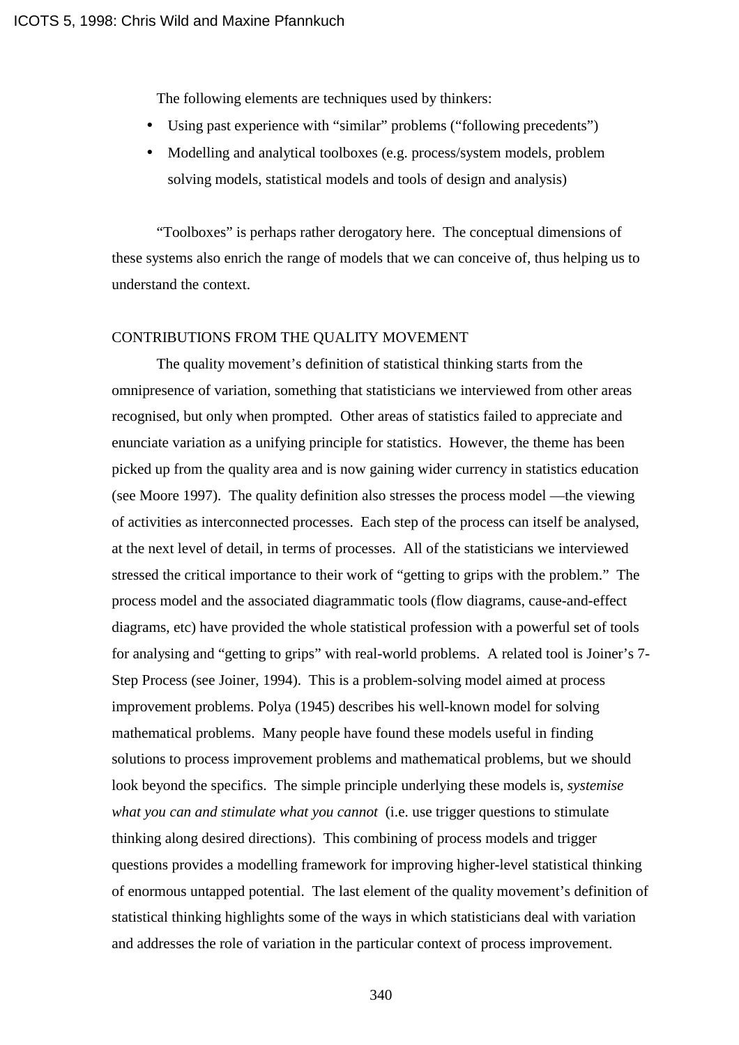The following elements are techniques used by thinkers:

- Using past experience with “similar” problems (“following precedents”)
- Modelling and analytical toolboxes (e.g. process/system models, problem solving models, statistical models and tools of design and analysis)

“Toolboxes” is perhaps rather derogatory here. The conceptual dimensions of these systems also enrich the range of models that we can conceive of, thus helping us to understand the context.

## CONTRIBUTIONS FROM THE QUALITY MOVEMENT

The quality movement’s definition of statistical thinking starts from the omnipresence of variation, something that statisticians we interviewed from other areas recognised, but only when prompted. Other areas of statistics failed to appreciate and enunciate variation as a unifying principle for statistics. However, the theme has been picked up from the quality area and is now gaining wider currency in statistics education (see Moore 1997). The quality definition also stresses the process model —the viewing of activities as interconnected processes. Each step of the process can itself be analysed, at the next level of detail, in terms of processes. All of the statisticians we interviewed stressed the critical importance to their work of “getting to grips with the problem.” The process model and the associated diagrammatic tools (flow diagrams, cause-and-effect diagrams, etc) have provided the whole statistical profession with a powerful set of tools for analysing and “getting to grips” with real-world problems. A related tool is Joiner’s 7-Step Process (see Joiner, 1994). This is a problem-solving model aimed at process improvement problems. Polya (1945) describes his well-known model for solving mathematical problems. Many people have found these models useful in finding solutions to process improvement problems and mathematical problems, but we should look beyond the specifics. The simple principle underlying these models is, *systemise what you can and stimulate what you cannot* (i.e. use trigger questions to stimulate thinking along desired directions). This combining of process models and trigger questions provides a modelling framework for improving higher-level statistical thinking of enormous untapped potential. The last element of the quality movement’s definition of statistical thinking highlights some of the ways in which statisticians deal with variation and addresses the role of variation in the particular context of process improvement.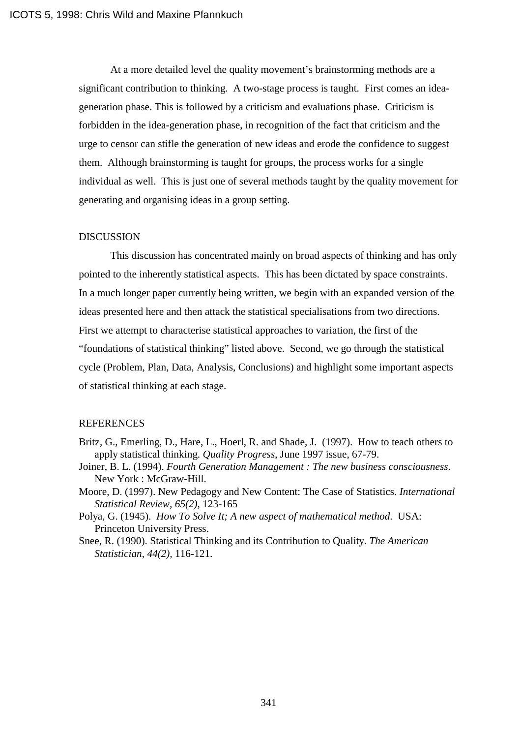At a more detailed level the quality movement's brainstorming methods are a significant contribution to thinking. A two-stage process is taught. First comes an idea-generation phase. This is followed by a criticism and evaluations phase. Criticism is forbidden in the idea-generation phase, in recognition of the fact that criticism and the urge to censor can stifle the generation of new ideas and erode the confidence to suggest them. Although brainstorming is taught for groups, the process works for a single individual as well. This is just one of several methods taught by the quality movement for generating and organising ideas in a group setting.

## DISCUSSION

This discussion has concentrated mainly on broad aspects of thinking and has only pointed to the inherently statistical aspects. This has been dictated by space constraints. In a much longer paper currently being written, we begin with an expanded version of the ideas presented here and then attack the statistical specialisations from two directions. First we attempt to characterise statistical approaches to variation, the first of the "foundations of statistical thinking" listed above. Second, we go through the statistical cycle (Problem, Plan, Data, Analysis, Conclusions) and highlight some important aspects of statistical thinking at each stage.

## REFERENCES

Britz, G., Emerling, D., Hare, L., Hoerl, R. and Shade, J. (1997). How to teach others to apply statistical thinking. *Quality Progress*, June 1997 issue, 67-79.

Joiner, B. L. (1994). *Fourth Generation Management : The new business consciousness*. New York : McGraw-Hill.

Moore, D. (1997). New Pedagogy and New Content: The Case of Statistics. *International Statistical Review, 65(2)*, 123-165

Polya, G. (1945). *How To Solve It; A new aspect of mathematical method*. USA: Princeton University Press.

Snee, R. (1990). Statistical Thinking and its Contribution to Quality. *The American Statistician, 44(2)*, 116-121.